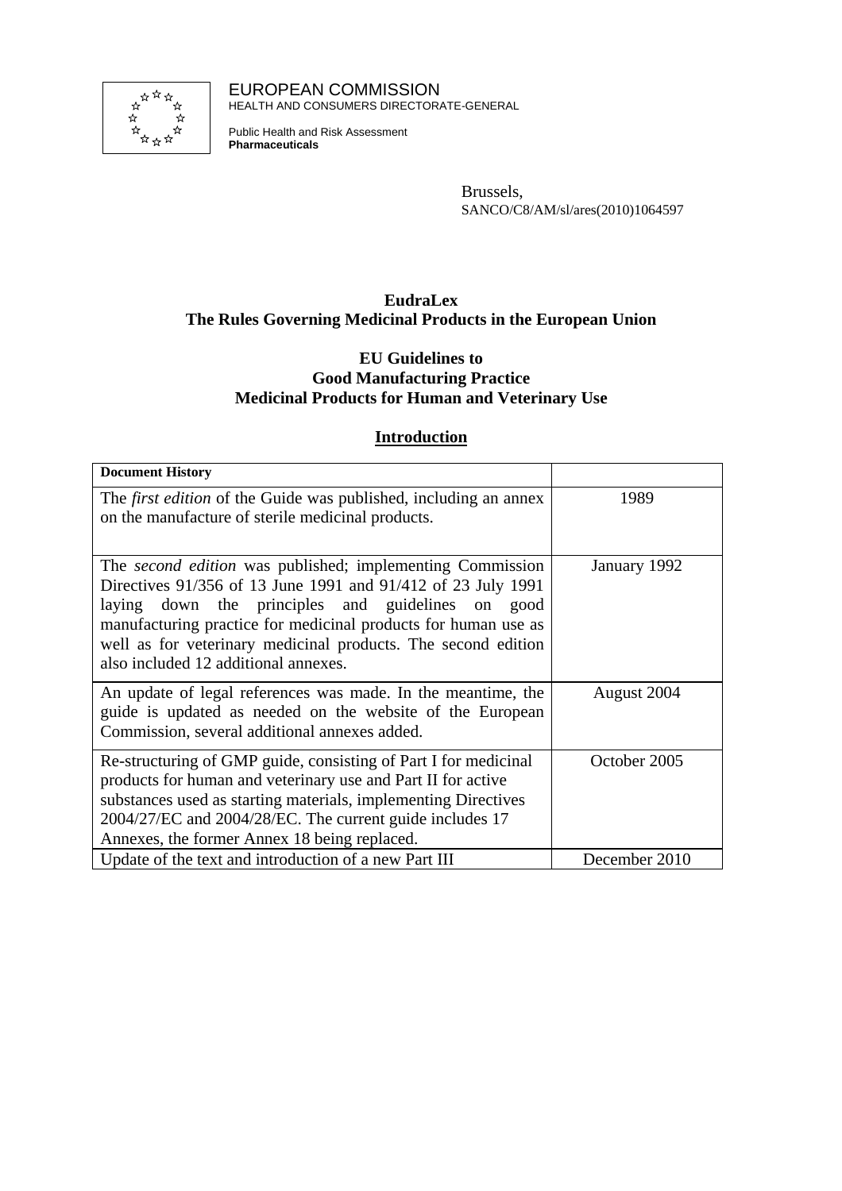EUROPEAN COMMISSION
HEALTH AND CONSUMERS DIRECTORATE-GENERAL

Public Health and Risk Assessment
**Pharmaceuticals**

Brussels,
SANCO/C8/AM/sl/ares(2010)1064597

# EudraLex
# The Rules Governing Medicinal Products in the European Union

## EU Guidelines to Good Manufacturing Practice Medicinal Products for Human and Veterinary Use

## Introduction

| **Document History** | |
|---|---|
| The *first edition* of the Guide was published, including an annex on the manufacture of sterile medicinal products. | 1989 |
| The *second edition* was published; implementing Commission Directives 91/356 of 13 June 1991 and 91/412 of 23 July 1991 laying down the principles and guidelines on good manufacturing practice for medicinal products for human use as well as for veterinary medicinal products. The second edition also included 12 additional annexes. | January 1992 |
| An update of legal references was made. In the meantime, the guide is updated as needed on the website of the European Commission, several additional annexes added. | August 2004 |
| Re-structuring of GMP guide, consisting of Part I for medicinal products for human and veterinary use and Part II for active substances used as starting materials, implementing Directives 2004/27/EC and 2004/28/EC. The current guide includes 17 Annexes, the former Annex 18 being replaced. | October 2005 |
| Update of the text and introduction of a new Part III | December 2010 |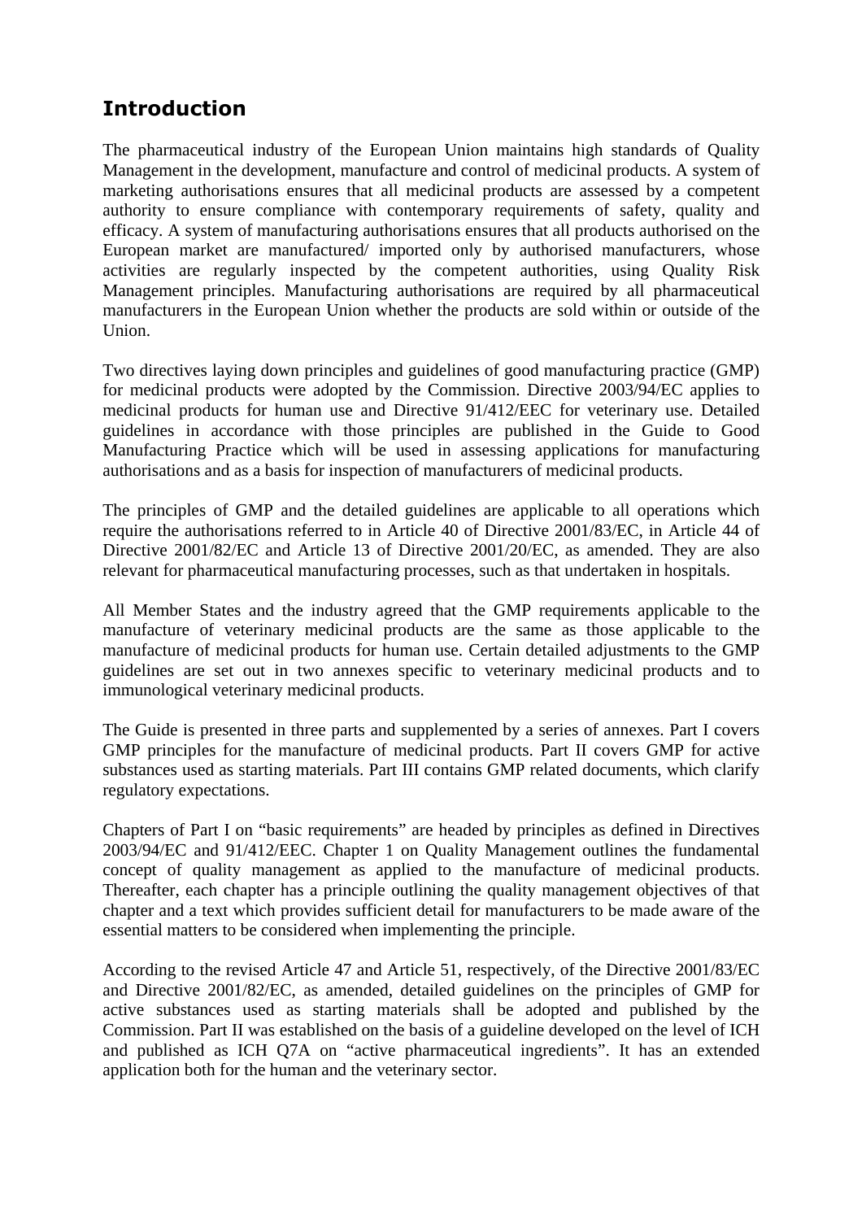## Introduction

The pharmaceutical industry of the European Union maintains high standards of Quality Management in the development, manufacture and control of medicinal products. A system of marketing authorisations ensures that all medicinal products are assessed by a competent authority to ensure compliance with contemporary requirements of safety, quality and efficacy. A system of manufacturing authorisations ensures that all products authorised on the European market are manufactured/ imported only by authorised manufacturers, whose activities are regularly inspected by the competent authorities, using Quality Risk Management principles. Manufacturing authorisations are required by all pharmaceutical manufacturers in the European Union whether the products are sold within or outside of the Union.

Two directives laying down principles and guidelines of good manufacturing practice (GMP) for medicinal products were adopted by the Commission. Directive 2003/94/EC applies to medicinal products for human use and Directive 91/412/EEC for veterinary use. Detailed guidelines in accordance with those principles are published in the Guide to Good Manufacturing Practice which will be used in assessing applications for manufacturing authorisations and as a basis for inspection of manufacturers of medicinal products.

The principles of GMP and the detailed guidelines are applicable to all operations which require the authorisations referred to in Article 40 of Directive 2001/83/EC, in Article 44 of Directive 2001/82/EC and Article 13 of Directive 2001/20/EC, as amended. They are also relevant for pharmaceutical manufacturing processes, such as that undertaken in hospitals.

All Member States and the industry agreed that the GMP requirements applicable to the manufacture of veterinary medicinal products are the same as those applicable to the manufacture of medicinal products for human use. Certain detailed adjustments to the GMP guidelines are set out in two annexes specific to veterinary medicinal products and to immunological veterinary medicinal products.

The Guide is presented in three parts and supplemented by a series of annexes. Part I covers GMP principles for the manufacture of medicinal products. Part II covers GMP for active substances used as starting materials. Part III contains GMP related documents, which clarify regulatory expectations.

Chapters of Part I on "basic requirements" are headed by principles as defined in Directives 2003/94/EC and 91/412/EEC. Chapter 1 on Quality Management outlines the fundamental concept of quality management as applied to the manufacture of medicinal products. Thereafter, each chapter has a principle outlining the quality management objectives of that chapter and a text which provides sufficient detail for manufacturers to be made aware of the essential matters to be considered when implementing the principle.

According to the revised Article 47 and Article 51, respectively, of the Directive 2001/83/EC and Directive 2001/82/EC, as amended, detailed guidelines on the principles of GMP for active substances used as starting materials shall be adopted and published by the Commission. Part II was established on the basis of a guideline developed on the level of ICH and published as ICH Q7A on "active pharmaceutical ingredients". It has an extended application both for the human and the veterinary sector.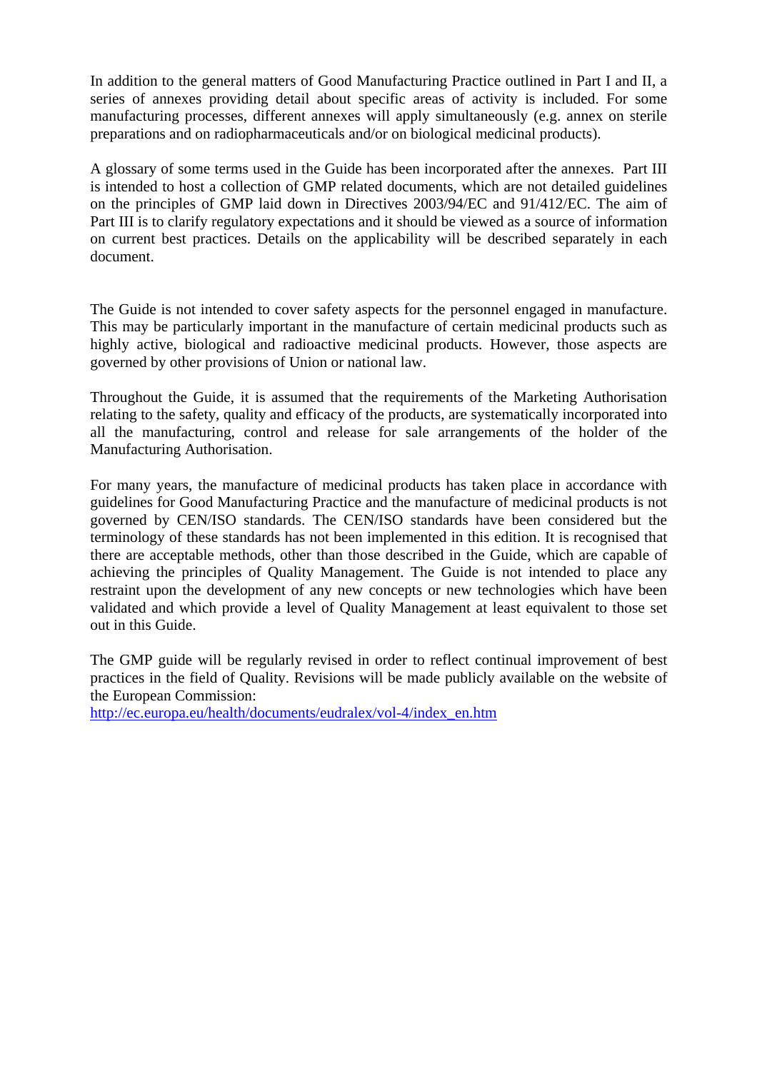In addition to the general matters of Good Manufacturing Practice outlined in Part I and II, a series of annexes providing detail about specific areas of activity is included. For some manufacturing processes, different annexes will apply simultaneously (e.g. annex on sterile preparations and on radiopharmaceuticals and/or on biological medicinal products).

A glossary of some terms used in the Guide has been incorporated after the annexes. Part III is intended to host a collection of GMP related documents, which are not detailed guidelines on the principles of GMP laid down in Directives 2003/94/EC and 91/412/EC. The aim of Part III is to clarify regulatory expectations and it should be viewed as a source of information on current best practices. Details on the applicability will be described separately in each document.

The Guide is not intended to cover safety aspects for the personnel engaged in manufacture. This may be particularly important in the manufacture of certain medicinal products such as highly active, biological and radioactive medicinal products. However, those aspects are governed by other provisions of Union or national law.

Throughout the Guide, it is assumed that the requirements of the Marketing Authorisation relating to the safety, quality and efficacy of the products, are systematically incorporated into all the manufacturing, control and release for sale arrangements of the holder of the Manufacturing Authorisation.

For many years, the manufacture of medicinal products has taken place in accordance with guidelines for Good Manufacturing Practice and the manufacture of medicinal products is not governed by CEN/ISO standards. The CEN/ISO standards have been considered but the terminology of these standards has not been implemented in this edition. It is recognised that there are acceptable methods, other than those described in the Guide, which are capable of achieving the principles of Quality Management. The Guide is not intended to place any restraint upon the development of any new concepts or new technologies which have been validated and which provide a level of Quality Management at least equivalent to those set out in this Guide.

The GMP guide will be regularly revised in order to reflect continual improvement of best practices in the field of Quality. Revisions will be made publicly available on the website of the European Commission:
http://ec.europa.eu/health/documents/eudralex/vol-4/index_en.htm